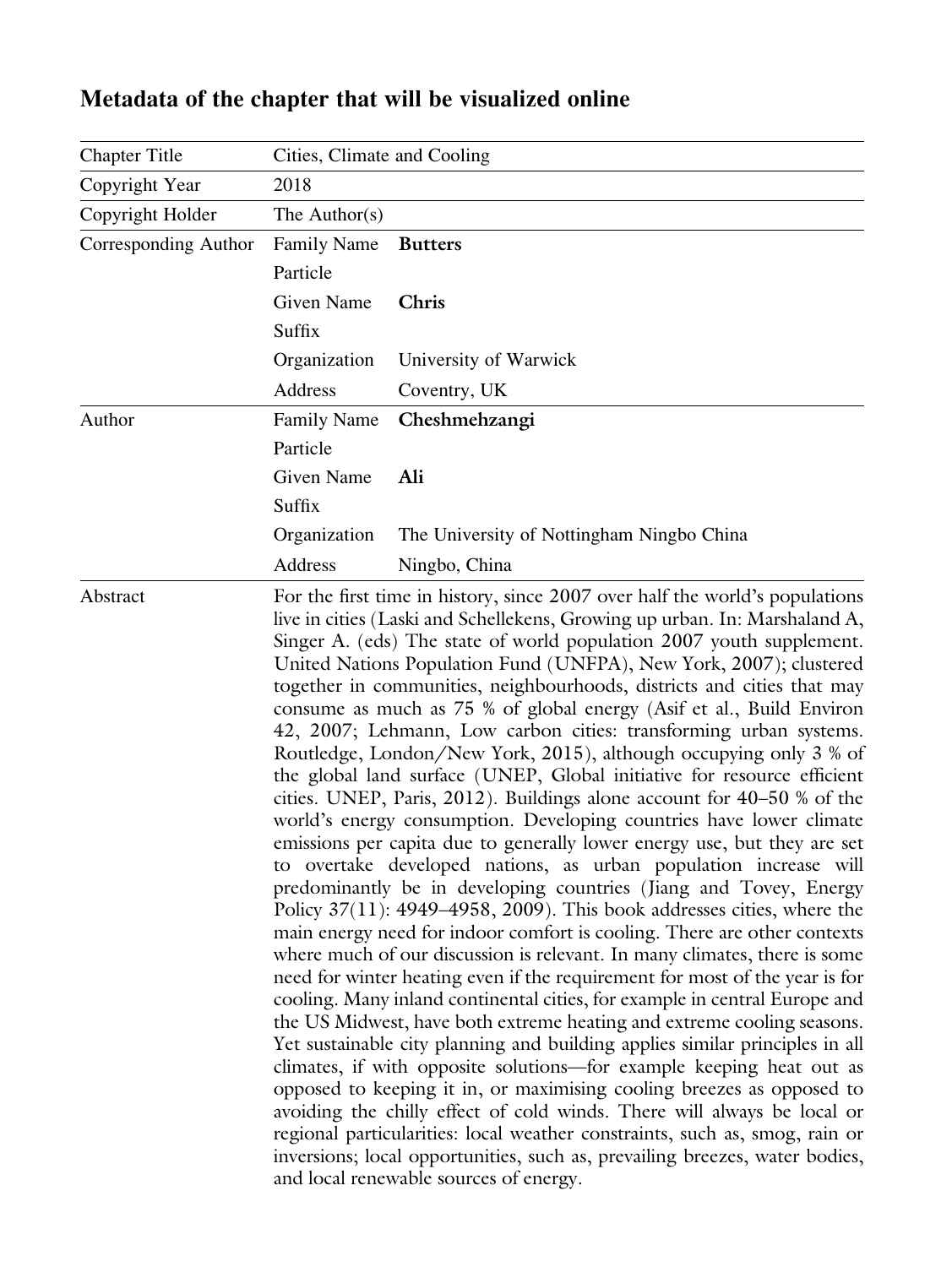## Metadata of the chapter that will be visualized online

| Chapter Title | Cities, Climate and Cooling | |
|---|---|---|
| Copyright Year | 2018 | |
| Copyright Holder | The Author(s) | |
| Corresponding Author | Family Name | **Butters** |
| | Particle | |
| | Given Name | **Chris** |
| | Suffix | |
| | Organization | University of Warwick |
| | Address | Coventry, UK |
| Author | Family Name | **Cheshmehzangi** |
| | Particle | |
| | Given Name | **Ali** |
| | Suffix | |
| | Organization | The University of Nottingham Ningbo China |
| | Address | Ningbo, China |
| Abstract | For the first time in history, since 2007 over half the world's populations live in cities (Laski and Schellekens, Growing up urban. In: Marshaland A, Singer A. (eds) The state of world population 2007 youth supplement. United Nations Population Fund (UNFPA), New York, 2007); clustered together in communities, neighbourhoods, districts and cities that may consume as much as 75 % of global energy (Asif et al., Build Environ 42, 2007; Lehmann, Low carbon cities: transforming urban systems. Routledge, London/New York, 2015), although occupying only 3 % of the global land surface (UNEP, Global initiative for resource efficient cities. UNEP, Paris, 2012). Buildings alone account for 40–50 % of the world's energy consumption. Developing countries have lower climate emissions per capita due to generally lower energy use, but they are set to overtake developed nations, as urban population increase will predominantly be in developing countries (Jiang and Tovey, Energy Policy 37(11): 4949–4958, 2009). This book addresses cities, where the main energy need for indoor comfort is cooling. There are other contexts where much of our discussion is relevant. In many climates, there is some need for winter heating even if the requirement for most of the year is for cooling. Many inland continental cities, for example in central Europe and the US Midwest, have both extreme heating and extreme cooling seasons. Yet sustainable city planning and building applies similar principles in all climates, if with opposite solutions—for example keeping heat out as opposed to keeping it in, or maximising cooling breezes as opposed to avoiding the chilly effect of cold winds. There will always be local or regional particularities: local weather constraints, such as, smog, rain or inversions; local opportunities, such as, prevailing breezes, water bodies, and local renewable sources of energy. | |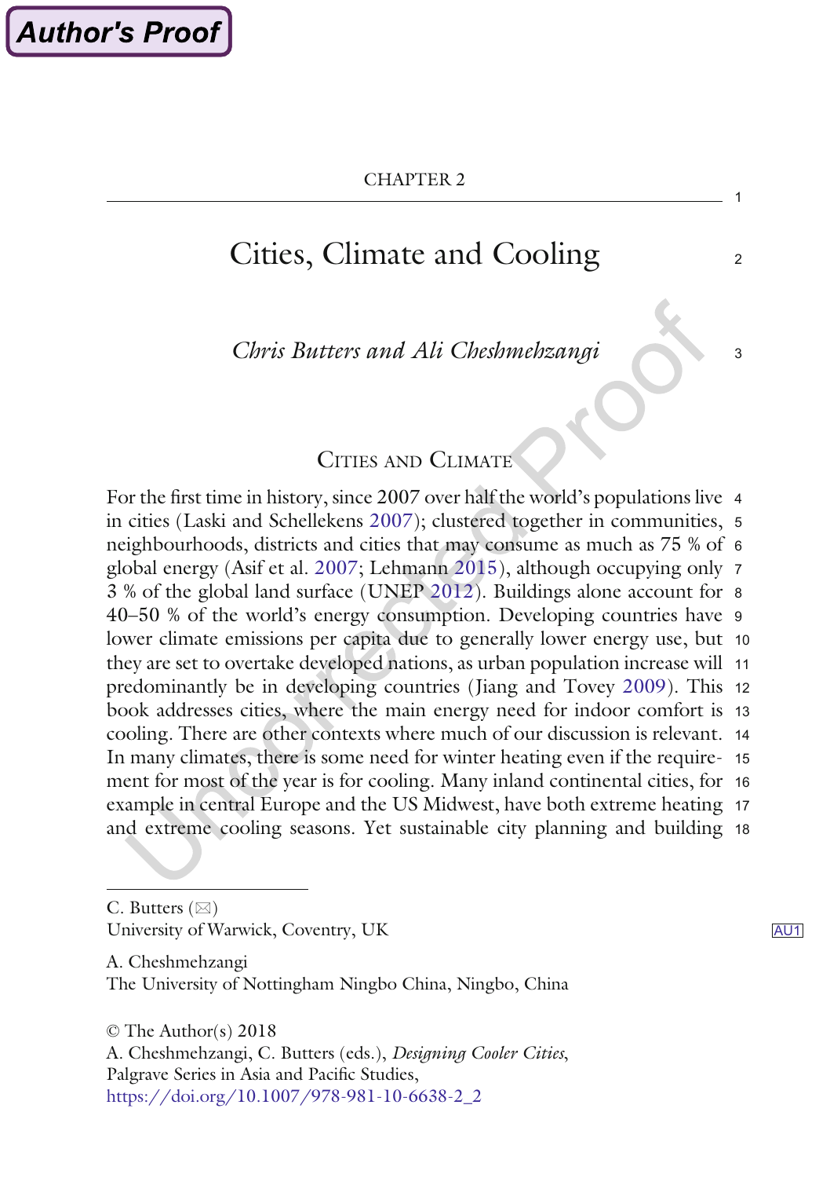CHAPTER 2

# Cities, Climate and Cooling

*Chris Butters and Ali Cheshmehzangi*

## Cities and Climate

For the first time in history, since 2007 over half the world's populations live in cities (Laski and Schellekens 2007); clustered together in communities, neighbourhoods, districts and cities that may consume as much as 75 % of global energy (Asif et al. 2007; Lehmann 2015), although occupying only 3 % of the global land surface (UNEP 2012). Buildings alone account for 40–50 % of the world's energy consumption. Developing countries have lower climate emissions per capita due to generally lower energy use, but they are set to overtake developed nations, as urban population increase will predominantly be in developing countries (Jiang and Tovey 2009). This book addresses cities, where the main energy need for indoor comfort is cooling. There are other contexts where much of our discussion is relevant. In many climates, there is some need for winter heating even if the requirement for most of the year is for cooling. Many inland continental cities, for example in central Europe and the US Midwest, have both extreme heating and extreme cooling seasons. Yet sustainable city planning and building

---

C. Butters (✉)
University of Warwick, Coventry, UK

A. Cheshmehzangi
The University of Nottingham Ningbo China, Ningbo, China

© The Author(s) 2018
A. Cheshmehzangi, C. Butters (eds.), *Designing Cooler Cities*,
Palgrave Series in Asia and Pacific Studies,
https://doi.org/10.1007/978-981-10-6638-2_2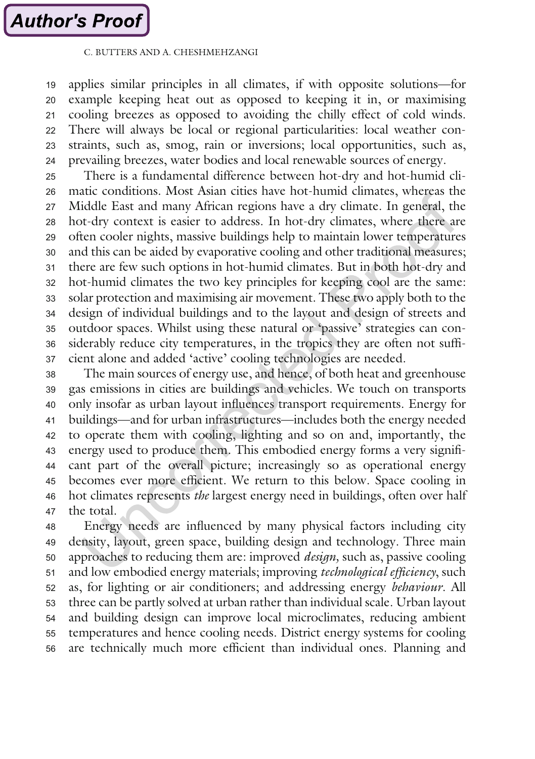applies similar principles in all climates, if with opposite solutions—for example keeping heat out as opposed to keeping it in, or maximising cooling breezes as opposed to avoiding the chilly effect of cold winds. There will always be local or regional particularities: local weather constraints, such as, smog, rain or inversions; local opportunities, such as, prevailing breezes, water bodies and local renewable sources of energy.

There is a fundamental difference between hot-dry and hot-humid climatic conditions. Most Asian cities have hot-humid climates, whereas the Middle East and many African regions have a dry climate. In general, the hot-dry context is easier to address. In hot-dry climates, where there are often cooler nights, massive buildings help to maintain lower temperatures and this can be aided by evaporative cooling and other traditional measures; there are few such options in hot-humid climates. But in both hot-dry and hot-humid climates the two key principles for keeping cool are the same: solar protection and maximising air movement. These two apply both to the design of individual buildings and to the layout and design of streets and outdoor spaces. Whilst using these natural or 'passive' strategies can considerably reduce city temperatures, in the tropics they are often not sufficient alone and added 'active' cooling technologies are needed.

The main sources of energy use, and hence, of both heat and greenhouse gas emissions in cities are buildings and vehicles. We touch on transports only insofar as urban layout influences transport requirements. Energy for buildings—and for urban infrastructures—includes both the energy needed to operate them with cooling, lighting and so on and, importantly, the energy used to produce them. This embodied energy forms a very significant part of the overall picture; increasingly so as operational energy becomes ever more efficient. We return to this below. Space cooling in hot climates represents *the* largest energy need in buildings, often over half the total.

Energy needs are influenced by many physical factors including city density, layout, green space, building design and technology. Three main approaches to reducing them are: improved *design,* such as, passive cooling and low embodied energy materials; improving *technological efficiency*, such as, for lighting or air conditioners; and addressing energy *behaviour*. All three can be partly solved at urban rather than individual scale. Urban layout and building design can improve local microclimates, reducing ambient temperatures and hence cooling needs. District energy systems for cooling are technically much more efficient than individual ones. Planning and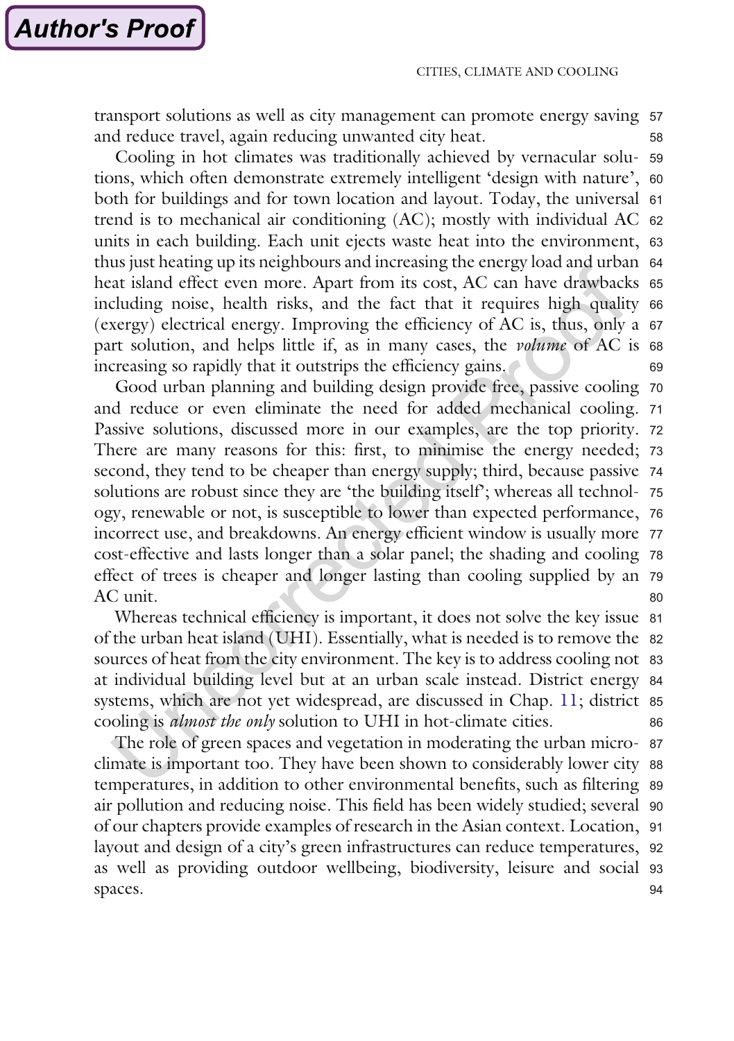transport solutions as well as city management can promote energy saving and reduce travel, again reducing unwanted city heat.

Cooling in hot climates was traditionally achieved by vernacular solutions, which often demonstrate extremely intelligent 'design with nature', both for buildings and for town location and layout. Today, the universal trend is to mechanical air conditioning (AC); mostly with individual AC units in each building. Each unit ejects waste heat into the environment, thus just heating up its neighbours and increasing the energy load and urban heat island effect even more. Apart from its cost, AC can have drawbacks including noise, health risks, and the fact that it requires high quality (exergy) electrical energy. Improving the efficiency of AC is, thus, only a part solution, and helps little if, as in many cases, the *volume* of AC is increasing so rapidly that it outstrips the efficiency gains.

Good urban planning and building design provide free, passive cooling and reduce or even eliminate the need for added mechanical cooling. Passive solutions, discussed more in our examples, are the top priority. There are many reasons for this: first, to minimise the energy needed; second, they tend to be cheaper than energy supply; third, because passive solutions are robust since they are 'the building itself'; whereas all technology, renewable or not, is susceptible to lower than expected performance, incorrect use, and breakdowns. An energy efficient window is usually more cost-effective and lasts longer than a solar panel; the shading and cooling effect of trees is cheaper and longer lasting than cooling supplied by an AC unit.

Whereas technical efficiency is important, it does not solve the key issue of the urban heat island (UHI). Essentially, what is needed is to remove the sources of heat from the city environment. The key is to address cooling not at individual building level but at an urban scale instead. District energy systems, which are not yet widespread, are discussed in Chap. 11; district cooling is *almost the only* solution to UHI in hot-climate cities.

The role of green spaces and vegetation in moderating the urban microclimate is important too. They have been shown to considerably lower city temperatures, in addition to other environmental benefits, such as filtering air pollution and reducing noise. This field has been widely studied; several of our chapters provide examples of research in the Asian context. Location, layout and design of a city's green infrastructures can reduce temperatures, as well as providing outdoor wellbeing, biodiversity, leisure and social spaces.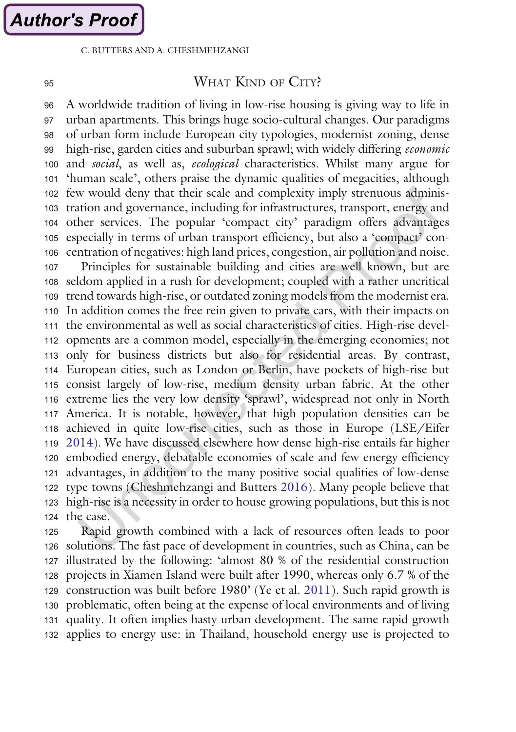## What Kind of City?

A worldwide tradition of living in low-rise housing is giving way to life in urban apartments. This brings huge socio-cultural changes. Our paradigms of urban form include European city typologies, modernist zoning, dense high-rise, garden cities and suburban sprawl; with widely differing *economic* and *social*, as well as, *ecological* characteristics. Whilst many argue for 'human scale', others praise the dynamic qualities of megacities, although few would deny that their scale and complexity imply strenuous administration and governance, including for infrastructures, transport, energy and other services. The popular 'compact city' paradigm offers advantages especially in terms of urban transport efficiency, but also a 'compact' concentration of negatives: high land prices, congestion, air pollution and noise.

Principles for sustainable building and cities are well known, but are seldom applied in a rush for development; coupled with a rather uncritical trend towards high-rise, or outdated zoning models from the modernist era. In addition comes the free rein given to private cars, with their impacts on the environmental as well as social characteristics of cities. High-rise developments are a common model, especially in the emerging economies; not only for business districts but also for residential areas. By contrast, European cities, such as London or Berlin, have pockets of high-rise but consist largely of low-rise, medium density urban fabric. At the other extreme lies the very low density 'sprawl', widespread not only in North America. It is notable, however, that high population densities can be achieved in quite low-rise cities, such as those in Europe (LSE/Eifer 2014). We have discussed elsewhere how dense high-rise entails far higher embodied energy, debatable economies of scale and few energy efficiency advantages, in addition to the many positive social qualities of low-dense type towns (Cheshmehzangi and Butters 2016). Many people believe that high-rise is a necessity in order to house growing populations, but this is not the case.

Rapid growth combined with a lack of resources often leads to poor solutions. The fast pace of development in countries, such as China, can be illustrated by the following: 'almost 80 % of the residential construction projects in Xiamen Island were built after 1990, whereas only 6.7 % of the construction was built before 1980' (Ye et al. 2011). Such rapid growth is problematic, often being at the expense of local environments and of living quality. It often implies hasty urban development. The same rapid growth applies to energy use: in Thailand, household energy use is projected to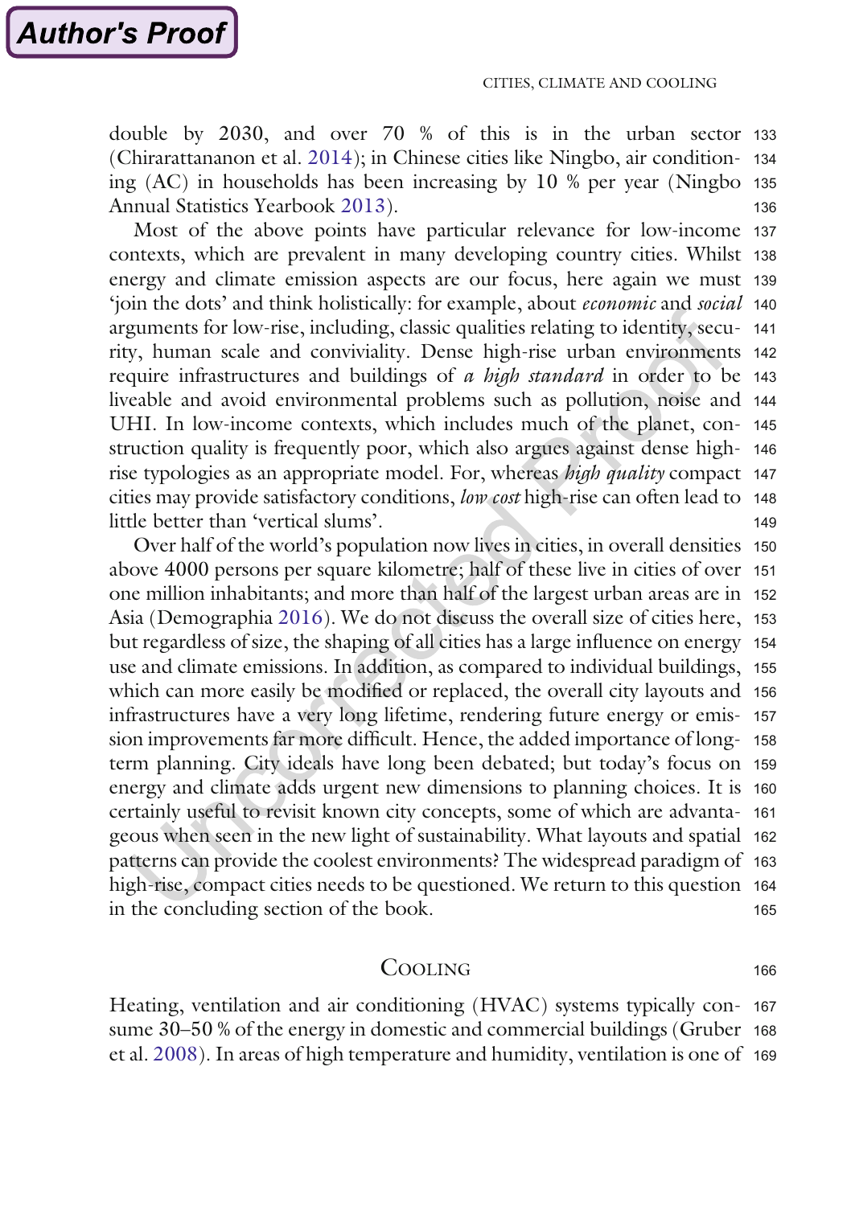double by 2030, and over 70 % of this is in the urban sector (Chirarattananon et al. 2014); in Chinese cities like Ningbo, air conditioning (AC) in households has been increasing by 10 % per year (Ningbo Annual Statistics Yearbook 2013).

Most of the above points have particular relevance for low-income contexts, which are prevalent in many developing country cities. Whilst energy and climate emission aspects are our focus, here again we must 'join the dots' and think holistically: for example, about *economic* and *social* arguments for low-rise, including, classic qualities relating to identity, security, human scale and conviviality. Dense high-rise urban environments require infrastructures and buildings of *a high standard* in order to be liveable and avoid environmental problems such as pollution, noise and UHI. In low-income contexts, which includes much of the planet, construction quality is frequently poor, which also argues against dense high-rise typologies as an appropriate model. For, whereas *high quality* compact cities may provide satisfactory conditions, *low cost* high-rise can often lead to little better than 'vertical slums'.

Over half of the world's population now lives in cities, in overall densities above 4000 persons per square kilometre; half of these live in cities of over one million inhabitants; and more than half of the largest urban areas are in Asia (Demographia 2016). We do not discuss the overall size of cities here, but regardless of size, the shaping of all cities has a large influence on energy use and climate emissions. In addition, as compared to individual buildings, which can more easily be modified or replaced, the overall city layouts and infrastructures have a very long lifetime, rendering future energy or emission improvements far more difficult. Hence, the added importance of long-term planning. City ideals have long been debated; but today's focus on energy and climate adds urgent new dimensions to planning choices. It is certainly useful to revisit known city concepts, some of which are advantageous when seen in the new light of sustainability. What layouts and spatial patterns can provide the coolest environments? The widespread paradigm of high-rise, compact cities needs to be questioned. We return to this question in the concluding section of the book.

## Cooling

Heating, ventilation and air conditioning (HVAC) systems typically consume 30–50 % of the energy in domestic and commercial buildings (Gruber et al. 2008). In areas of high temperature and humidity, ventilation is one of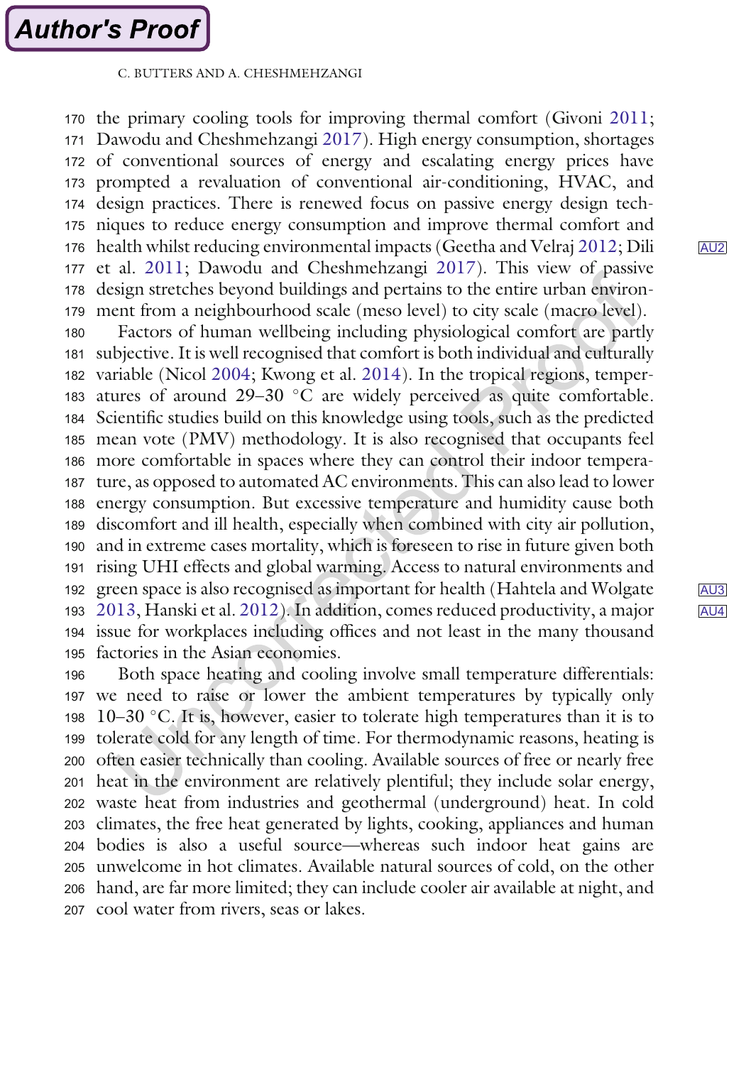the primary cooling tools for improving thermal comfort (Givoni 2011; Dawodu and Cheshmehzangi 2017). High energy consumption, shortages of conventional sources of energy and escalating energy prices have prompted a revaluation of conventional air-conditioning, HVAC, and design practices. There is renewed focus on passive energy design techniques to reduce energy consumption and improve thermal comfort and health whilst reducing environmental impacts (Geetha and Velraj 2012; Dili et al. 2011; Dawodu and Cheshmehzangi 2017). This view of passive design stretches beyond buildings and pertains to the entire urban environment from a neighbourhood scale (meso level) to city scale (macro level).

Factors of human wellbeing including physiological comfort are partly subjective. It is well recognised that comfort is both individual and culturally variable (Nicol 2004; Kwong et al. 2014). In the tropical regions, temperatures of around 29–30 °C are widely perceived as quite comfortable. Scientific studies build on this knowledge using tools, such as the predicted mean vote (PMV) methodology. It is also recognised that occupants feel more comfortable in spaces where they can control their indoor temperature, as opposed to automated AC environments. This can also lead to lower energy consumption. But excessive temperature and humidity cause both discomfort and ill health, especially when combined with city air pollution, and in extreme cases mortality, which is foreseen to rise in future given both rising UHI effects and global warming. Access to natural environments and green space is also recognised as important for health (Hahtela and Wolgate 2013, Hanski et al. 2012). In addition, comes reduced productivity, a major issue for workplaces including offices and not least in the many thousand factories in the Asian economies.

Both space heating and cooling involve small temperature differentials: we need to raise or lower the ambient temperatures by typically only 10–30 °C. It is, however, easier to tolerate high temperatures than it is to tolerate cold for any length of time. For thermodynamic reasons, heating is often easier technically than cooling. Available sources of free or nearly free heat in the environment are relatively plentiful; they include solar energy, waste heat from industries and geothermal (underground) heat. In cold climates, the free heat generated by lights, cooking, appliances and human bodies is also a useful source—whereas such indoor heat gains are unwelcome in hot climates. Available natural sources of cold, on the other hand, are far more limited; they can include cooler air available at night, and cool water from rivers, seas or lakes.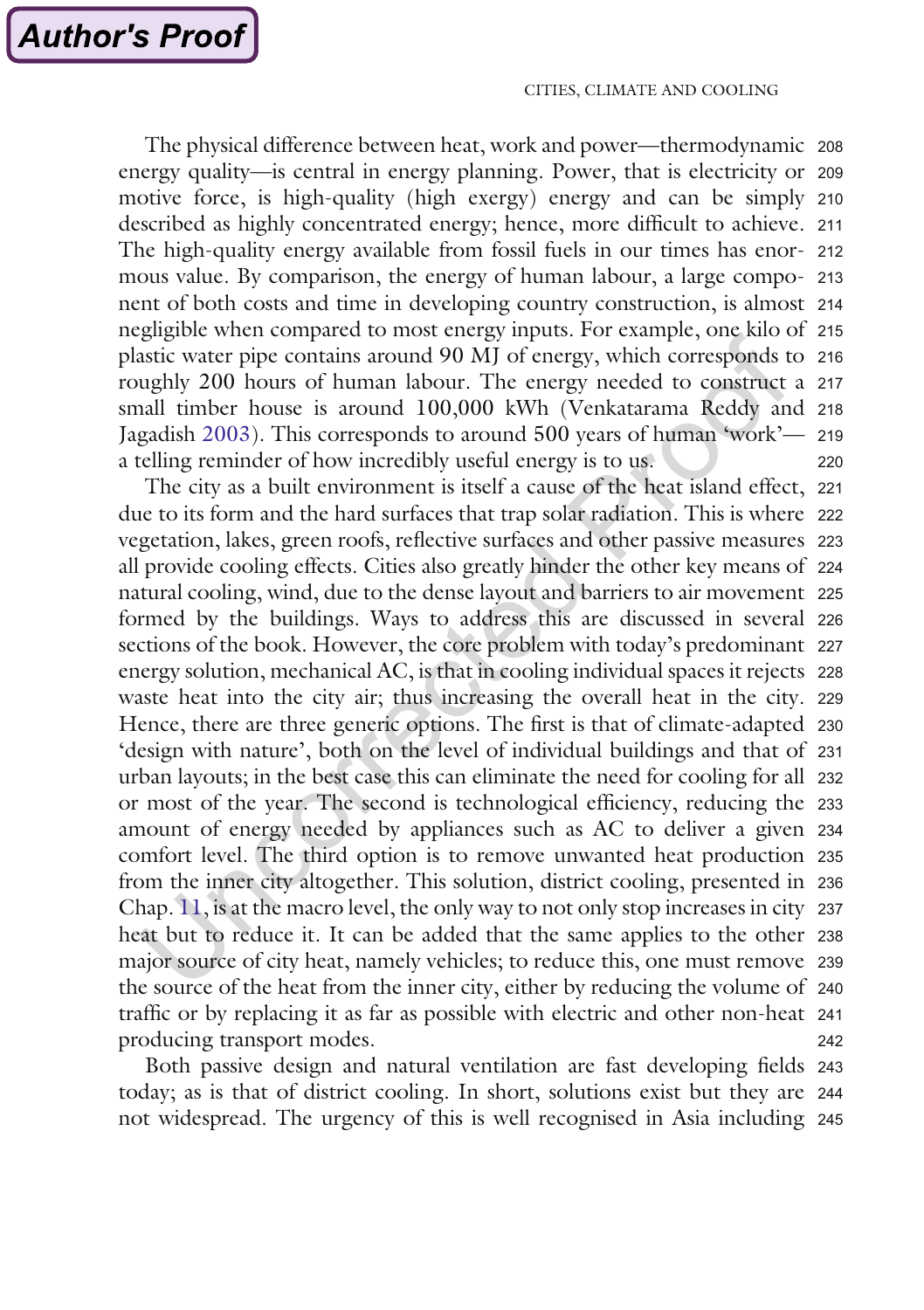The physical difference between heat, work and power—thermodynamic energy quality—is central in energy planning. Power, that is electricity or motive force, is high-quality (high exergy) energy and can be simply described as highly concentrated energy; hence, more difficult to achieve. The high-quality energy available from fossil fuels in our times has enormous value. By comparison, the energy of human labour, a large component of both costs and time in developing country construction, is almost negligible when compared to most energy inputs. For example, one kilo of plastic water pipe contains around 90 MJ of energy, which corresponds to roughly 200 hours of human labour. The energy needed to construct a small timber house is around 100,000 kWh (Venkatarama Reddy and Jagadish 2003). This corresponds to around 500 years of human 'work'—a telling reminder of how incredibly useful energy is to us.

The city as a built environment is itself a cause of the heat island effect, due to its form and the hard surfaces that trap solar radiation. This is where vegetation, lakes, green roofs, reflective surfaces and other passive measures all provide cooling effects. Cities also greatly hinder the other key means of natural cooling, wind, due to the dense layout and barriers to air movement formed by the buildings. Ways to address this are discussed in several sections of the book. However, the core problem with today's predominant energy solution, mechanical AC, is that in cooling individual spaces it rejects waste heat into the city air; thus increasing the overall heat in the city. Hence, there are three generic options. The first is that of climate-adapted 'design with nature', both on the level of individual buildings and that of urban layouts; in the best case this can eliminate the need for cooling for all or most of the year. The second is technological efficiency, reducing the amount of energy needed by appliances such as AC to deliver a given comfort level. The third option is to remove unwanted heat production from the inner city altogether. This solution, district cooling, presented in Chap. 11, is at the macro level, the only way to not only stop increases in city heat but to reduce it. It can be added that the same applies to the other major source of city heat, namely vehicles; to reduce this, one must remove the source of the heat from the inner city, either by reducing the volume of traffic or by replacing it as far as possible with electric and other non-heat producing transport modes.

Both passive design and natural ventilation are fast developing fields today; as is that of district cooling. In short, solutions exist but they are not widespread. The urgency of this is well recognised in Asia including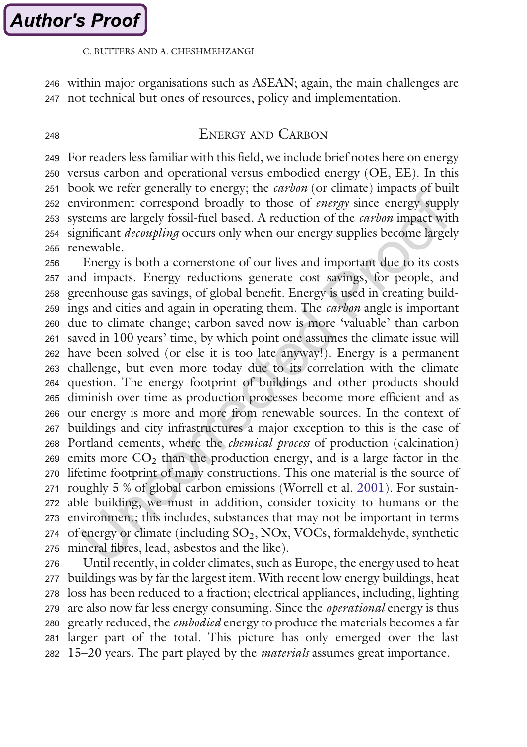within major organisations such as ASEAN; again, the main challenges are not technical but ones of resources, policy and implementation.

## Energy and Carbon

For readers less familiar with this field, we include brief notes here on energy versus carbon and operational versus embodied energy (OE, EE). In this book we refer generally to energy; the *carbon* (or climate) impacts of built environment correspond broadly to those of *energy* since energy supply systems are largely fossil-fuel based. A reduction of the *carbon* impact with significant *decoupling* occurs only when our energy supplies become largely renewable.

Energy is both a cornerstone of our lives and important due to its costs and impacts. Energy reductions generate cost savings, for people, and greenhouse gas savings, of global benefit. Energy is used in creating buildings and cities and again in operating them. The *carbon* angle is important due to climate change; carbon saved now is more 'valuable' than carbon saved in 100 years' time, by which point one assumes the climate issue will have been solved (or else it is too late anyway!). Energy is a permanent challenge, but even more today due to its correlation with the climate question. The energy footprint of buildings and other products should diminish over time as production processes become more efficient and as our energy is more and more from renewable sources. In the context of buildings and city infrastructures a major exception to this is the case of Portland cements, where the *chemical process* of production (calcination) emits more $CO_2$ than the production energy, and is a large factor in the lifetime footprint of many constructions. This one material is the source of roughly 5 % of global carbon emissions (Worrell et al. 2001). For sustainable building, we must in addition, consider toxicity to humans or the environment; this includes, substances that may not be important in terms of energy or climate (including $SO_2$, NOx, VOCs, formaldehyde, synthetic mineral fibres, lead, asbestos and the like).

Until recently, in colder climates, such as Europe, the energy used to heat buildings was by far the largest item. With recent low energy buildings, heat loss has been reduced to a fraction; electrical appliances, including, lighting are also now far less energy consuming. Since the *operational* energy is thus greatly reduced, the *embodied* energy to produce the materials becomes a far larger part of the total. This picture has only emerged over the last 15–20 years. The part played by the *materials* assumes great importance.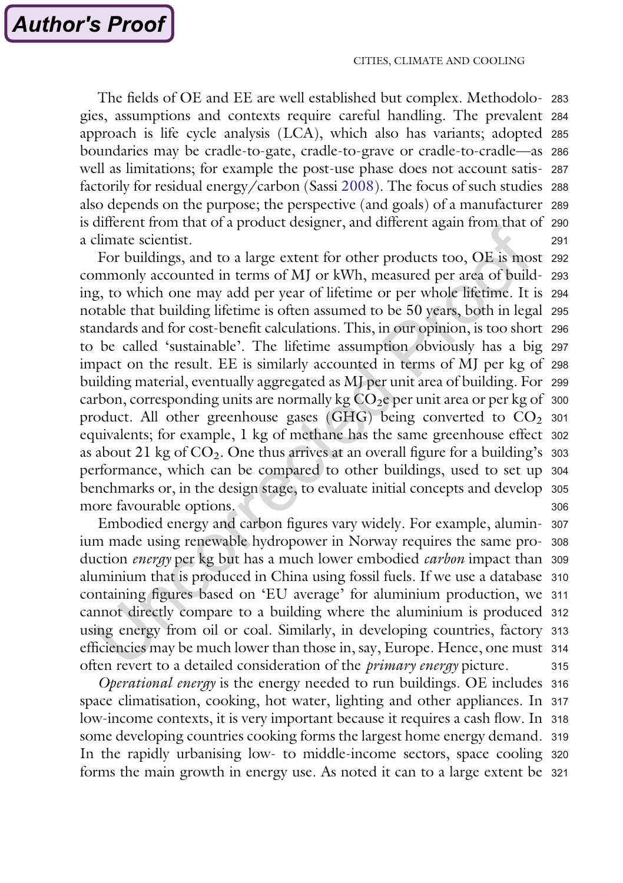The fields of OE and EE are well established but complex. Methodologies, assumptions and contexts require careful handling. The prevalent approach is life cycle analysis (LCA), which also has variants; adopted boundaries may be cradle-to-gate, cradle-to-grave or cradle-to-cradle—as well as limitations; for example the post-use phase does not account satisfactorily for residual energy/carbon (Sassi 2008). The focus of such studies also depends on the purpose; the perspective (and goals) of a manufacturer is different from that of a product designer, and different again from that of a climate scientist.

For buildings, and to a large extent for other products too, OE is most commonly accounted in terms of MJ or kWh, measured per area of building, to which one may add per year of lifetime or per whole lifetime. It is notable that building lifetime is often assumed to be 50 years, both in legal standards and for cost-benefit calculations. This, in our opinion, is too short to be called 'sustainable'. The lifetime assumption obviously has a big impact on the result. EE is similarly accounted in terms of MJ per kg of building material, eventually aggregated as MJ per unit area of building. For carbon, corresponding units are normally kg $CO_2e$ per unit area or per kg of product. All other greenhouse gases (GHG) being converted to $CO_2$ equivalents; for example, 1 kg of methane has the same greenhouse effect as about 21 kg of $CO_2$. One thus arrives at an overall figure for a building's performance, which can be compared to other buildings, used to set up benchmarks or, in the design stage, to evaluate initial concepts and develop more favourable options.

Embodied energy and carbon figures vary widely. For example, aluminium made using renewable hydropower in Norway requires the same production *energy* per kg but has a much lower embodied *carbon* impact than aluminium that is produced in China using fossil fuels. If we use a database containing figures based on 'EU average' for aluminium production, we cannot directly compare to a building where the aluminium is produced using energy from oil or coal. Similarly, in developing countries, factory efficiencies may be much lower than those in, say, Europe. Hence, one must often revert to a detailed consideration of the *primary energy* picture.

*Operational energy* is the energy needed to run buildings. OE includes space climatisation, cooking, hot water, lighting and other appliances. In low-income contexts, it is very important because it requires a cash flow. In some developing countries cooking forms the largest home energy demand. In the rapidly urbanising low- to middle-income sectors, space cooling forms the main growth in energy use. As noted it can to a large extent be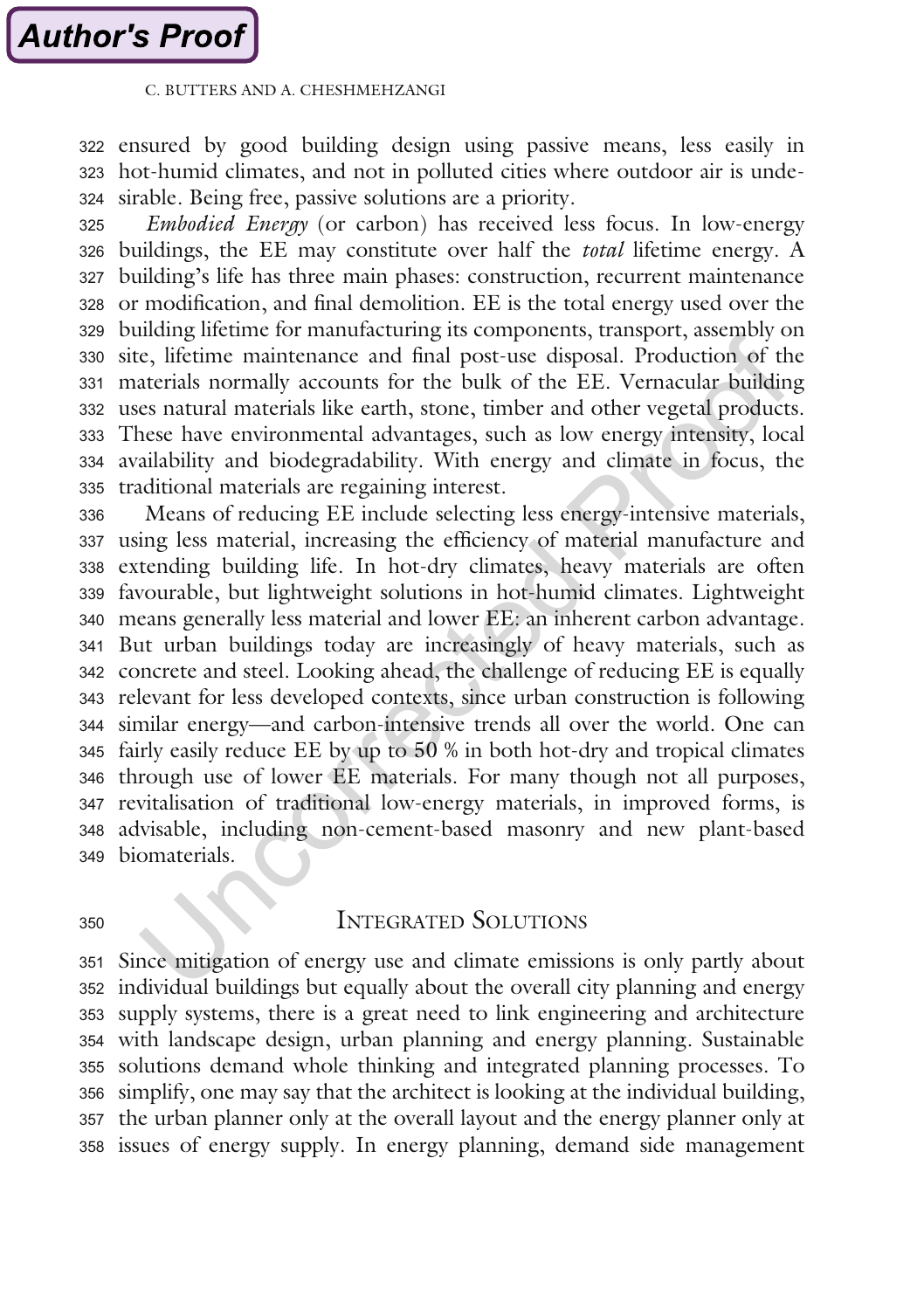ensured by good building design using passive means, less easily in hot-humid climates, and not in polluted cities where outdoor air is undesirable. Being free, passive solutions are a priority.

*Embodied Energy* (or carbon) has received less focus. In low-energy buildings, the EE may constitute over half the *total* lifetime energy. A building's life has three main phases: construction, recurrent maintenance or modification, and final demolition. EE is the total energy used over the building lifetime for manufacturing its components, transport, assembly on site, lifetime maintenance and final post-use disposal. Production of the materials normally accounts for the bulk of the EE. Vernacular building uses natural materials like earth, stone, timber and other vegetal products. These have environmental advantages, such as low energy intensity, local availability and biodegradability. With energy and climate in focus, the traditional materials are regaining interest.

Means of reducing EE include selecting less energy-intensive materials, using less material, increasing the efficiency of material manufacture and extending building life. In hot-dry climates, heavy materials are often favourable, but lightweight solutions in hot-humid climates. Lightweight means generally less material and lower EE: an inherent carbon advantage. But urban buildings today are increasingly of heavy materials, such as concrete and steel. Looking ahead, the challenge of reducing EE is equally relevant for less developed contexts, since urban construction is following similar energy—and carbon-intensive trends all over the world. One can fairly easily reduce EE by up to 50 % in both hot-dry and tropical climates through use of lower EE materials. For many though not all purposes, revitalisation of traditional low-energy materials, in improved forms, is advisable, including non-cement-based masonry and new plant-based biomaterials.

## Integrated Solutions

Since mitigation of energy use and climate emissions is only partly about individual buildings but equally about the overall city planning and energy supply systems, there is a great need to link engineering and architecture with landscape design, urban planning and energy planning. Sustainable solutions demand whole thinking and integrated planning processes. To simplify, one may say that the architect is looking at the individual building, the urban planner only at the overall layout and the energy planner only at issues of energy supply. In energy planning, demand side management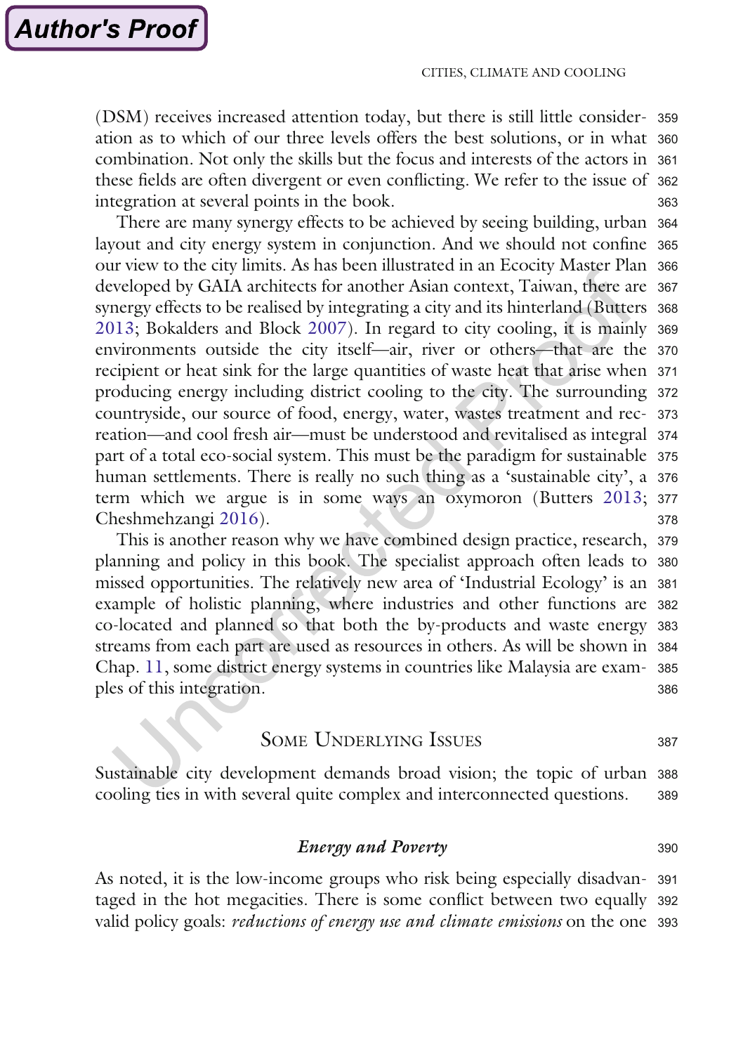(DSM) receives increased attention today, but there is still little consideration as to which of our three levels offers the best solutions, or in what combination. Not only the skills but the focus and interests of the actors in these fields are often divergent or even conflicting. We refer to the issue of integration at several points in the book.

There are many synergy effects to be achieved by seeing building, urban layout and city energy system in conjunction. And we should not confine our view to the city limits. As has been illustrated in an Ecocity Master Plan developed by GAIA architects for another Asian context, Taiwan, there are synergy effects to be realised by integrating a city and its hinterland (Butters 2013; Bokalders and Block 2007). In regard to city cooling, it is mainly environments outside the city itself—air, river or others—that are the recipient or heat sink for the large quantities of waste heat that arise when producing energy including district cooling to the city. The surrounding countryside, our source of food, energy, water, wastes treatment and recreation—and cool fresh air—must be understood and revitalised as integral part of a total eco-social system. This must be the paradigm for sustainable human settlements. There is really no such thing as a 'sustainable city', a term which we argue is in some ways an oxymoron (Butters 2013; Cheshmehzangi 2016).

This is another reason why we have combined design practice, research, planning and policy in this book. The specialist approach often leads to missed opportunities. The relatively new area of 'Industrial Ecology' is an example of holistic planning, where industries and other functions are co-located and planned so that both the by-products and waste energy streams from each part are used as resources in others. As will be shown in Chap. 11, some district energy systems in countries like Malaysia are examples of this integration.

## Some Underlying Issues

Sustainable city development demands broad vision; the topic of urban cooling ties in with several quite complex and interconnected questions.

### *Energy and Poverty*

As noted, it is the low-income groups who risk being especially disadvantaged in the hot megacities. There is some conflict between two equally valid policy goals: *reductions of energy use and climate emissions* on the one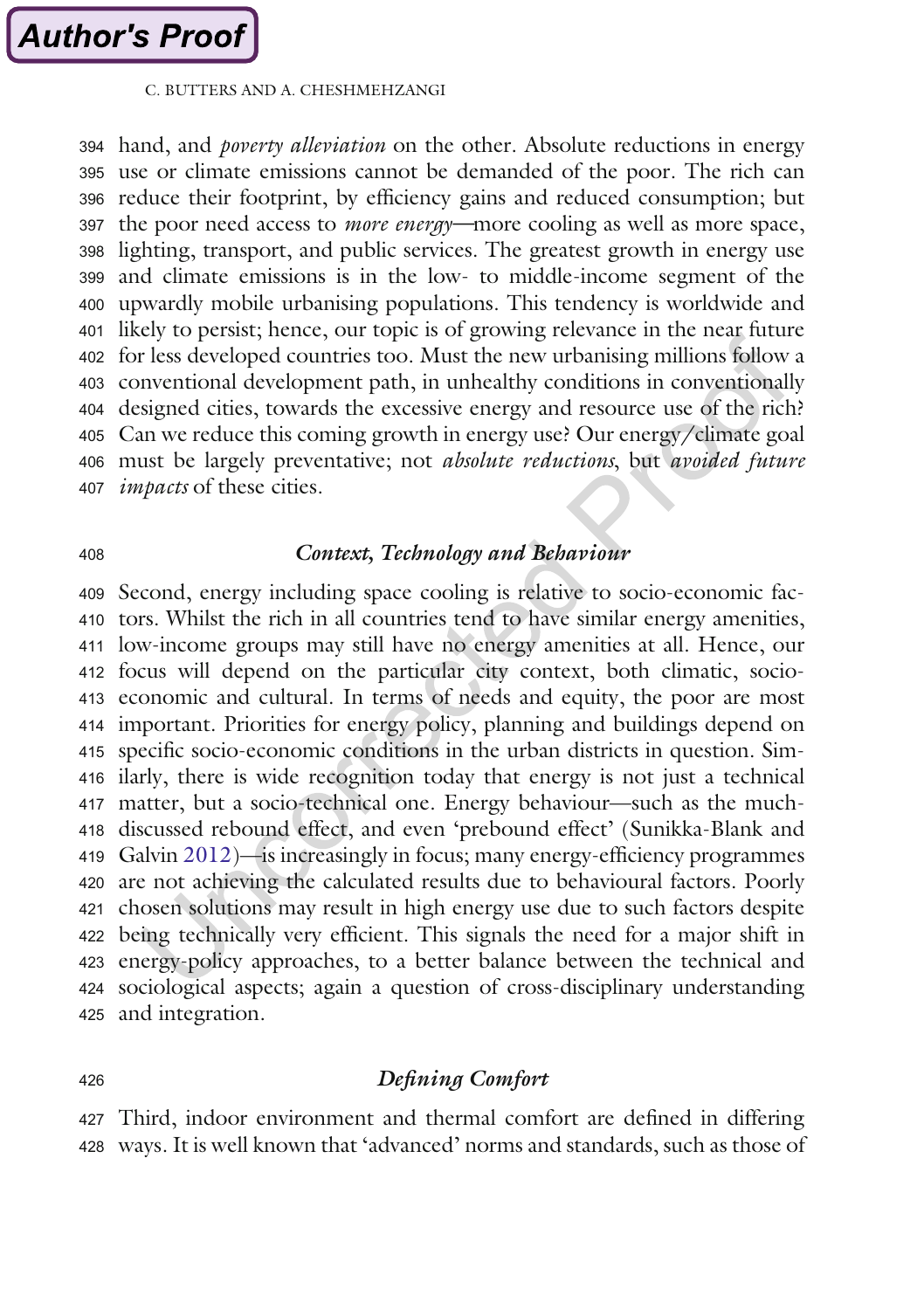hand, and *poverty alleviation* on the other. Absolute reductions in energy use or climate emissions cannot be demanded of the poor. The rich can reduce their footprint, by efficiency gains and reduced consumption; but the poor need access to *more energy*—more cooling as well as more space, lighting, transport, and public services. The greatest growth in energy use and climate emissions is in the low- to middle-income segment of the upwardly mobile urbanising populations. This tendency is worldwide and likely to persist; hence, our topic is of growing relevance in the near future for less developed countries too. Must the new urbanising millions follow a conventional development path, in unhealthy conditions in conventionally designed cities, towards the excessive energy and resource use of the rich? Can we reduce this coming growth in energy use? Our energy/climate goal must be largely preventative; not *absolute reductions*, but *avoided future impacts* of these cities.

### *Context, Technology and Behaviour*

Second, energy including space cooling is relative to socio-economic factors. Whilst the rich in all countries tend to have similar energy amenities, low-income groups may still have no energy amenities at all. Hence, our focus will depend on the particular city context, both climatic, socio-economic and cultural. In terms of needs and equity, the poor are most important. Priorities for energy policy, planning and buildings depend on specific socio-economic conditions in the urban districts in question. Similarly, there is wide recognition today that energy is not just a technical matter, but a socio-technical one. Energy behaviour—such as the much-discussed rebound effect, and even 'prebound effect' (Sunikka-Blank and Galvin 2012)—is increasingly in focus; many energy-efficiency programmes are not achieving the calculated results due to behavioural factors. Poorly chosen solutions may result in high energy use due to such factors despite being technically very efficient. This signals the need for a major shift in energy-policy approaches, to a better balance between the technical and sociological aspects; again a question of cross-disciplinary understanding and integration.

### *Defining Comfort*

Third, indoor environment and thermal comfort are defined in differing ways. It is well known that 'advanced' norms and standards, such as those of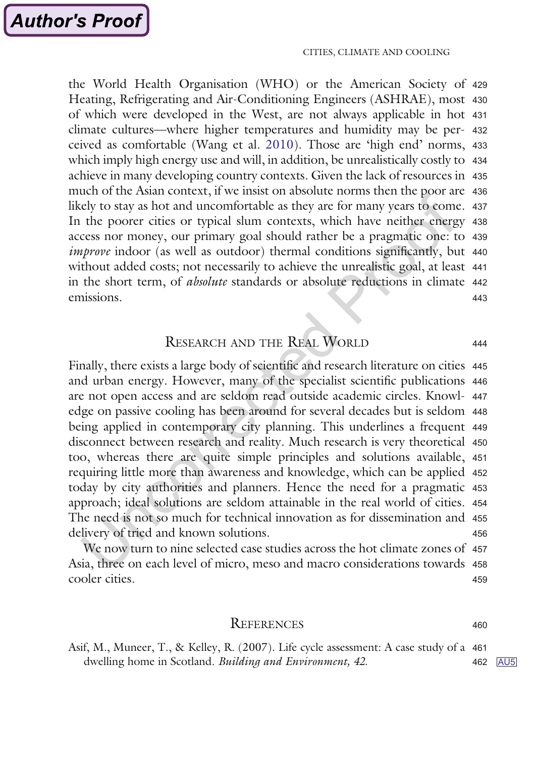the World Health Organisation (WHO) or the American Society of Heating, Refrigerating and Air-Conditioning Engineers (ASHRAE), most of which were developed in the West, are not always applicable in hot climate cultures—where higher temperatures and humidity may be perceived as comfortable (Wang et al. 2010). Those are 'high end' norms, which imply high energy use and will, in addition, be unrealistically costly to achieve in many developing country contexts. Given the lack of resources in much of the Asian context, if we insist on absolute norms then the poor are likely to stay as hot and uncomfortable as they are for many years to come. In the poorer cities or typical slum contexts, which have neither energy access nor money, our primary goal should rather be a pragmatic one: to *improve* indoor (as well as outdoor) thermal conditions significantly, but without added costs; not necessarily to achieve the unrealistic goal, at least in the short term, of *absolute* standards or absolute reductions in climate emissions.

## Research and the Real World

Finally, there exists a large body of scientific and research literature on cities and urban energy. However, many of the specialist scientific publications are not open access and are seldom read outside academic circles. Knowledge on passive cooling has been around for several decades but is seldom being applied in contemporary city planning. This underlines a frequent disconnect between research and reality. Much research is very theoretical too, whereas there are quite simple principles and solutions available, requiring little more than awareness and knowledge, which can be applied today by city authorities and planners. Hence the need for a pragmatic approach; ideal solutions are seldom attainable in the real world of cities. The need is not so much for technical innovation as for dissemination and delivery of tried and known solutions.

We now turn to nine selected case studies across the hot climate zones of Asia, three on each level of micro, meso and macro considerations towards cooler cities.

## References

Asif, M., Muneer, T., & Kelley, R. (2007). Life cycle assessment: A case study of a dwelling home in Scotland. *Building and Environment, 42.*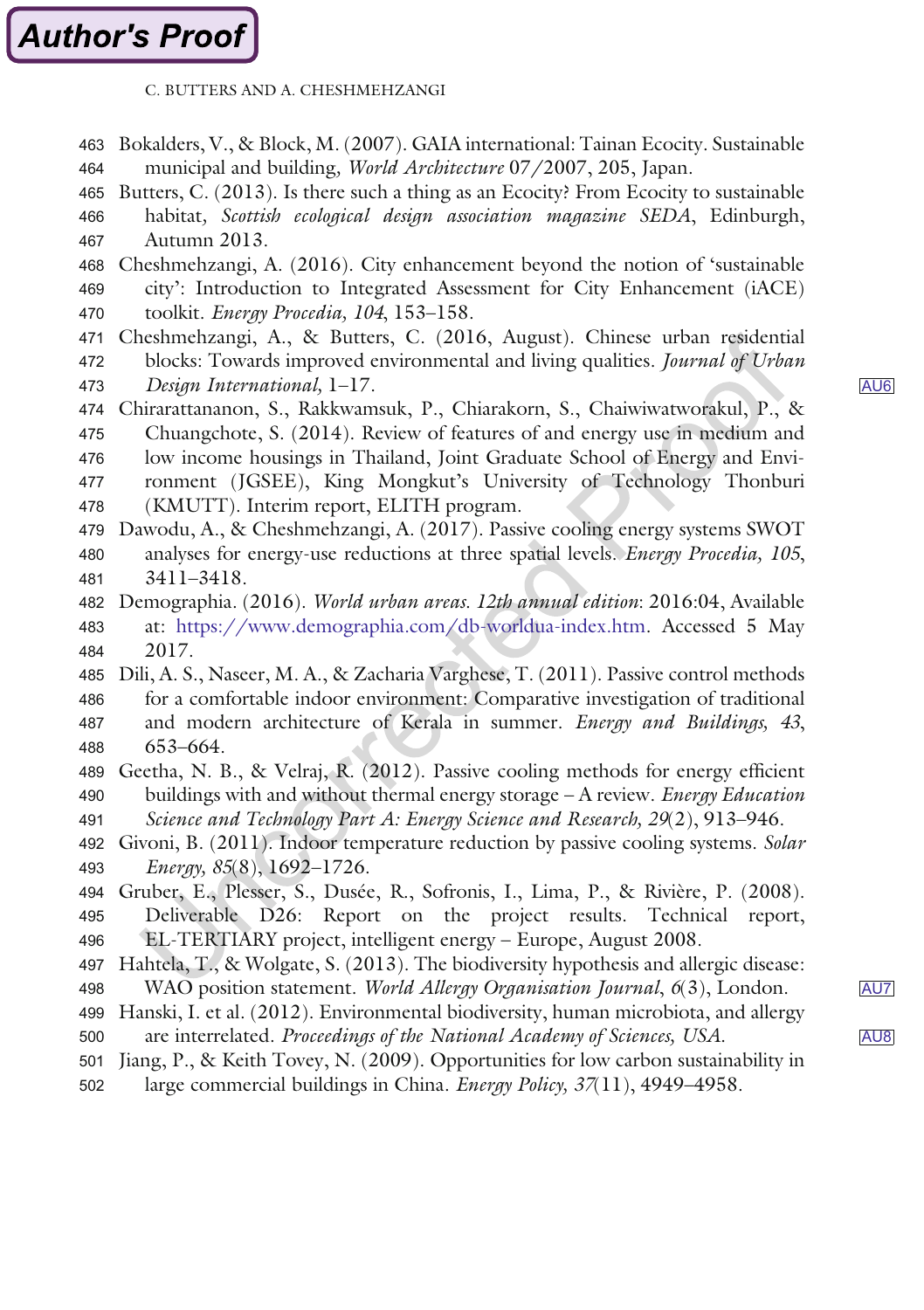Bokalders, V., & Block, M. (2007). GAIA international: Tainan Ecocity. Sustainable municipal and building, *World Architecture* 07/2007, 205, Japan.

Butters, C. (2013). Is there such a thing as an Ecocity? From Ecocity to sustainable habitat, *Scottish ecological design association magazine SEDA*, Edinburgh, Autumn 2013.

Cheshmehzangi, A. (2016). City enhancement beyond the notion of 'sustainable city': Introduction to Integrated Assessment for City Enhancement (iACE) toolkit. *Energy Procedia, 104*, 153–158.

Cheshmehzangi, A., & Butters, C. (2016, August). Chinese urban residential blocks: Towards improved environmental and living qualities. *Journal of Urban Design International*, 1–17.

Chirarattananon, S., Rakkwamsuk, P., Chiarakorn, S., Chaiwiwatworakul, P., & Chuangchote, S. (2014). Review of features of and energy use in medium and low income housings in Thailand, Joint Graduate School of Energy and Environment (JGSEE), King Mongkut's University of Technology Thonburi (KMUTT). Interim report, ELITH program.

Dawodu, A., & Cheshmehzangi, A. (2017). Passive cooling energy systems SWOT analyses for energy-use reductions at three spatial levels. *Energy Procedia, 105*, 3411–3418.

Demographia. (2016). *World urban areas. 12th annual edition*: 2016:04, Available at: https://www.demographia.com/db-worldua-index.htm. Accessed 5 May 2017.

Dili, A. S., Naseer, M. A., & Zacharia Varghese, T. (2011). Passive control methods for a comfortable indoor environment: Comparative investigation of traditional and modern architecture of Kerala in summer. *Energy and Buildings, 43*, 653–664.

Geetha, N. B., & Velraj, R. (2012). Passive cooling methods for energy efficient buildings with and without thermal energy storage – A review. *Energy Education Science and Technology Part A: Energy Science and Research, 29*(2), 913–946.

Givoni, B. (2011). Indoor temperature reduction by passive cooling systems. *Solar Energy, 85*(8), 1692–1726.

Gruber, E., Plesser, S., Dusée, R., Sofronis, I., Lima, P., & Rivière, P. (2008). Deliverable D26: Report on the project results. Technical report, EL-TERTIARY project, intelligent energy – Europe, August 2008.

Hahtela, T., & Wolgate, S. (2013). The biodiversity hypothesis and allergic disease: WAO position statement. *World Allergy Organisation Journal, 6*(3), London.

Hanski, I. et al. (2012). Environmental biodiversity, human microbiota, and allergy are interrelated. *Proceedings of the National Academy of Sciences, USA.*

Jiang, P., & Keith Tovey, N. (2009). Opportunities for low carbon sustainability in large commercial buildings in China. *Energy Policy, 37*(11), 4949–4958.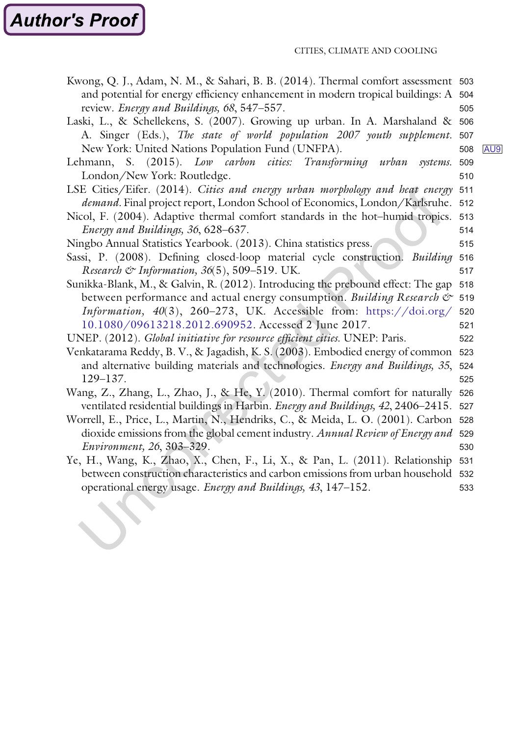Kwong, Q. J., Adam, N. M., & Sahari, B. B. (2014). Thermal comfort assessment and potential for energy efficiency enhancement in modern tropical buildings: A review. *Energy and Buildings, 68*, 547–557.

Laski, L., & Schellekens, S. (2007). Growing up urban. In A. Marshaland & A. Singer (Eds.), *The state of world population 2007 youth supplement*. New York: United Nations Population Fund (UNFPA).

Lehmann, S. (2015). *Low carbon cities: Transforming urban systems*. London/New York: Routledge.

LSE Cities/Eifer. (2014). *Cities and energy urban morphology and heat energy demand*. Final project report, London School of Economics, London/Karlsruhe.

Nicol, F. (2004). Adaptive thermal comfort standards in the hot–humid tropics. *Energy and Buildings, 36*, 628–637.

Ningbo Annual Statistics Yearbook. (2013). China statistics press.

Sassi, P. (2008). Defining closed-loop material cycle construction. *Building Research & Information, 36*(5), 509–519. UK.

Sunikka-Blank, M., & Galvin, R. (2012). Introducing the prebound effect: The gap between performance and actual energy consumption. *Building Research & Information, 40*(3), 260–273, UK. Accessible from: https://doi.org/10.1080/09613218.2012.690952. Accessed 2 June 2017.

UNEP. (2012). *Global initiative for resource efficient cities*. UNEP: Paris.

Venkatarama Reddy, B. V., & Jagadish, K. S. (2003). Embodied energy of common and alternative building materials and technologies. *Energy and Buildings, 35*, 129–137.

Wang, Z., Zhang, L., Zhao, J., & He, Y. (2010). Thermal comfort for naturally ventilated residential buildings in Harbin. *Energy and Buildings, 42*, 2406–2415.

Worrell, E., Price, L., Martin, N., Hendriks, C., & Meida, L. O. (2001). Carbon dioxide emissions from the global cement industry. *Annual Review of Energy and Environment, 26*, 303–329.

Ye, H., Wang, K., Zhao, X., Chen, F., Li, X., & Pan, L. (2011). Relationship between construction characteristics and carbon emissions from urban household operational energy usage. *Energy and Buildings, 43*, 147–152.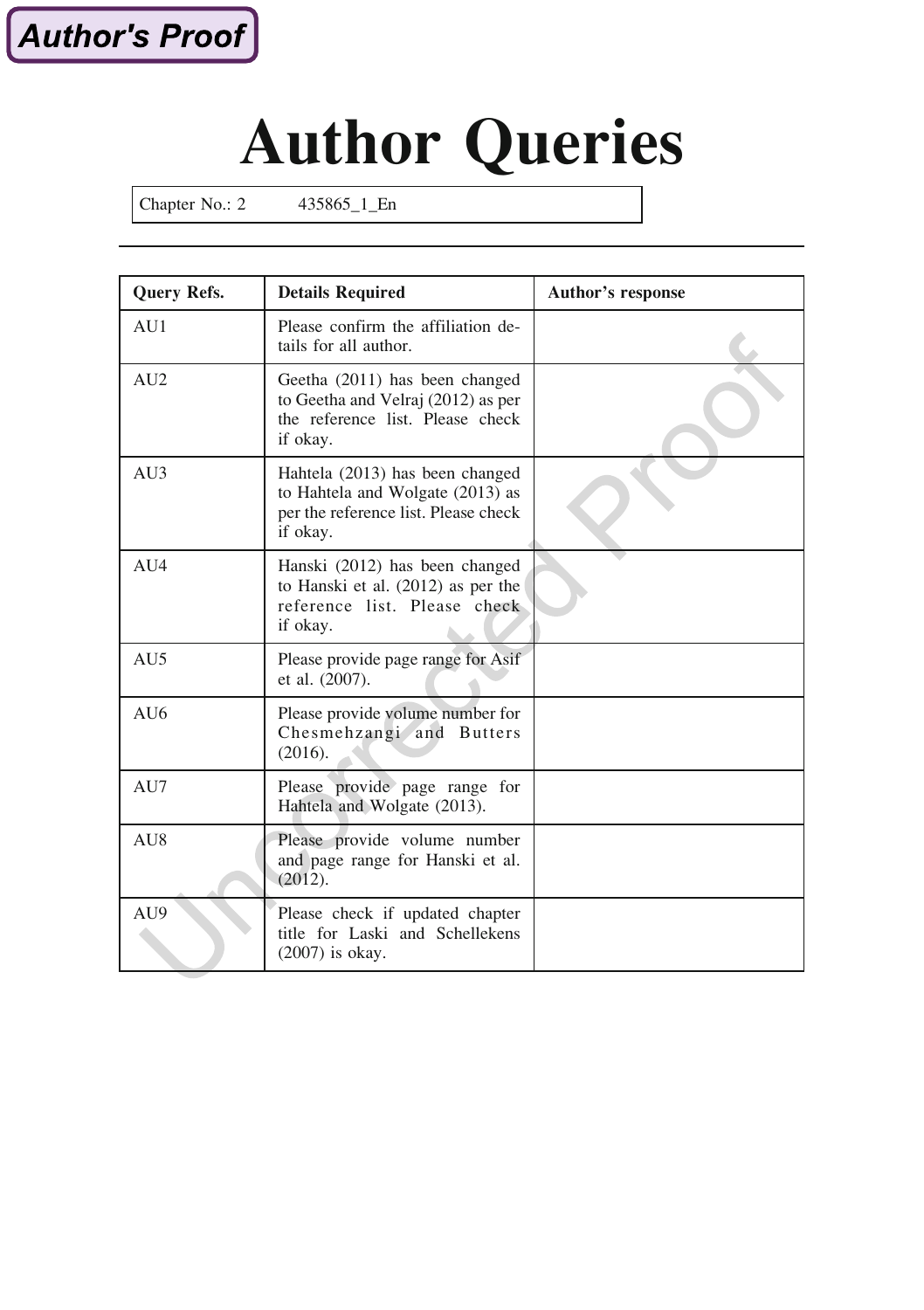# Author Queries

Chapter No.: 2 435865_1_En

| Query Refs. | Details Required | Author's response |
|---|---|---|
| AU1 | Please confirm the affiliation details for all author. | |
| AU2 | Geetha (2011) has been changed to Geetha and Velraj (2012) as per the reference list. Please check if okay. | |
| AU3 | Hahtela (2013) has been changed to Hahtela and Wolgate (2013) as per the reference list. Please check if okay. | |
| AU4 | Hanski (2012) has been changed to Hanski et al. (2012) as per the reference list. Please check if okay. | |
| AU5 | Please provide page range for Asif et al. (2007). | |
| AU6 | Please provide volume number for Chesmehzangi and Butters (2016). | |
| AU7 | Please provide page range for Hahtela and Wolgate (2013). | |
| AU8 | Please provide volume number and page range for Hanski et al. (2012). | |
| AU9 | Please check if updated chapter title for Laski and Schellekens (2007) is okay. | |